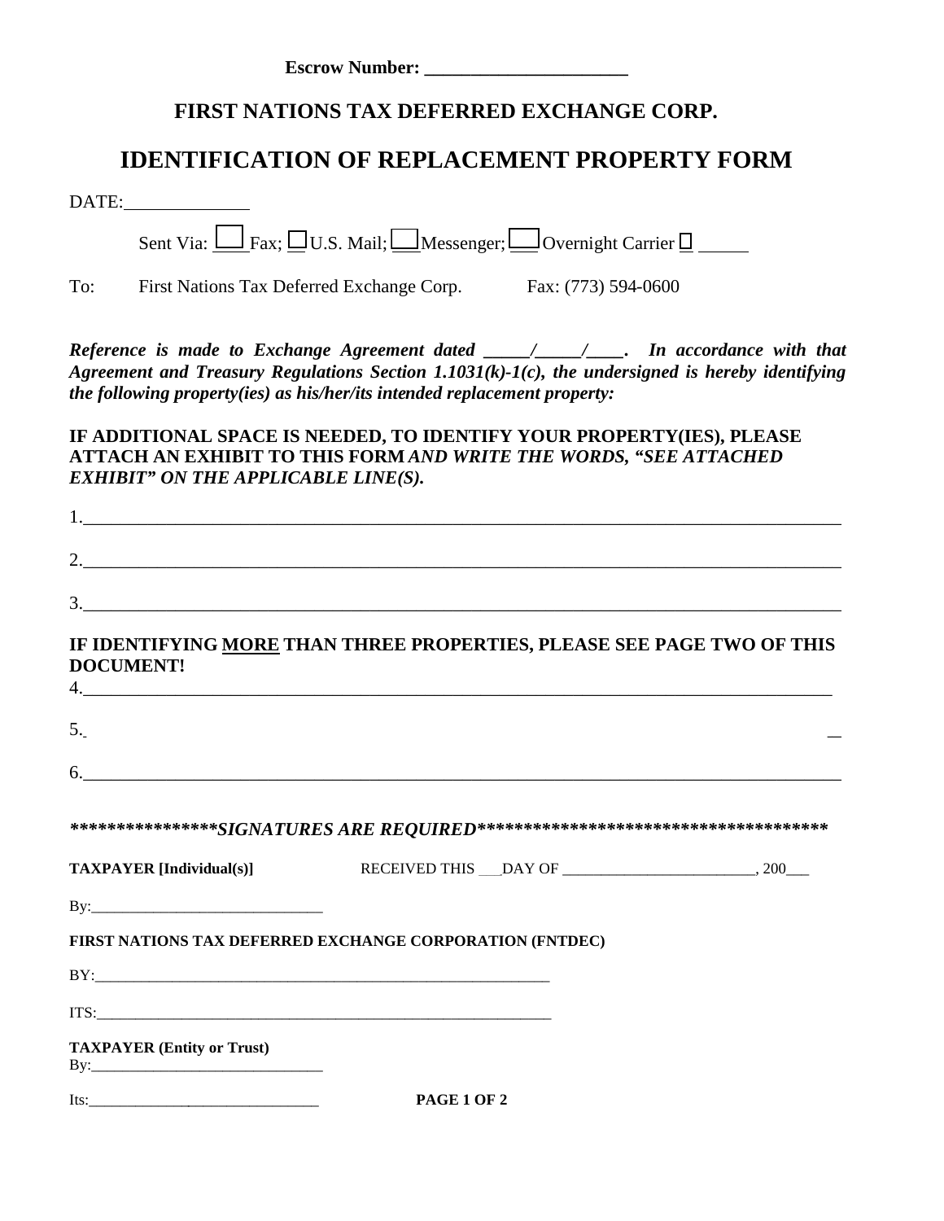**Escrow Number: ______________________**

## FIRST NATIONS TAX DEFERRED EXCHANGE CORP.

# IDENTIFICATION OF REPLACEMENT PROPERTY FORM

DATE:______________

Sent Via: ☐ Fax; ☐ U.S. Mail; ☐ Messenger; ☐ Overnight Carrier ☐ ______

To: First Nations Tax Deferred Exchange Corp. Fax: (773) 594-0600

***Reference is made to Exchange Agreement dated _____/_____/____. In accordance with that Agreement and Treasury Regulations Section 1.1031(k)-1(c), the undersigned is hereby identifying the following property(ies) as his/her/its intended replacement property:***

**IF ADDITIONAL SPACE IS NEEDED, TO IDENTIFY YOUR PROPERTY(IES), PLEASE ATTACH AN EXHIBIT TO THIS FORM *AND WRITE THE WORDS, "SEE ATTACHED EXHIBIT" ON THE APPLICABLE LINE(S).***

1.______________________________________________________________________________

2.______________________________________________________________________________

3.______________________________________________________________________________

**IF IDENTIFYING MORE THAN THREE PROPERTIES, PLEASE SEE PAGE TWO OF THIS DOCUMENT!**

4.______________________________________________________________________________

5.______________________________________________________________________________

6.______________________________________________________________________________

***************SIGNATURES ARE REQUIRED**************************************

**TAXPAYER [Individual(s)]** RECEIVED THIS ___DAY OF ________________________, 200___

By:______________________________

**FIRST NATIONS TAX DEFERRED EXCHANGE CORPORATION (FNTDEC)**

BY:______________________________________________________________

ITS:______________________________________________________________

**TAXPAYER (Entity or Trust)**

By:______________________________

Its:______________________________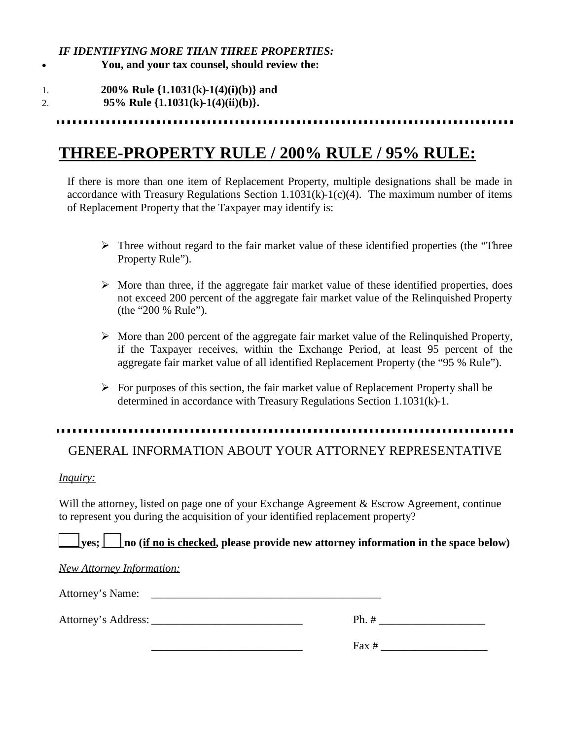***IF IDENTIFYING MORE THAN THREE PROPERTIES:***

- **You, and your tax counsel, should review the:**

1. **200% Rule {1.1031(k)-1(4)(i)(b)} and**
2. **95% Rule {1.1031(k)-1(4)(ii)(b)}.**

---

# THREE-PROPERTY RULE / 200% RULE / 95% RULE:

If there is more than one item of Replacement Property, multiple designations shall be made in accordance with Treasury Regulations Section 1.1031(k)-1(c)(4). The maximum number of items of Replacement Property that the Taxpayer may identify is:

- Three without regard to the fair market value of these identified properties (the "Three Property Rule").
- More than three, if the aggregate fair market value of these identified properties, does not exceed 200 percent of the aggregate fair market value of the Relinquished Property (the "200 % Rule").
- More than 200 percent of the aggregate fair market value of the Relinquished Property, if the Taxpayer receives, within the Exchange Period, at least 95 percent of the aggregate fair market value of all identified Replacement Property (the "95 % Rule").
- For purposes of this section, the fair market value of Replacement Property shall be determined in accordance with Treasury Regulations Section 1.1031(k)-1.

---

## GENERAL INFORMATION ABOUT YOUR ATTORNEY REPRESENTATIVE

*Inquiry:*

Will the attorney, listed on page one of your Exchange Agreement & Escrow Agreement, continue to represent you during the acquisition of your identified replacement property?

**____ yes; ____ no (if no is checked, please provide new attorney information in the space below)**

*New Attorney Information:*

Attorney's Name: ___________________________________________

Attorney's Address: ___________________________ Ph. # ___________________

___________________________ Fax # ___________________